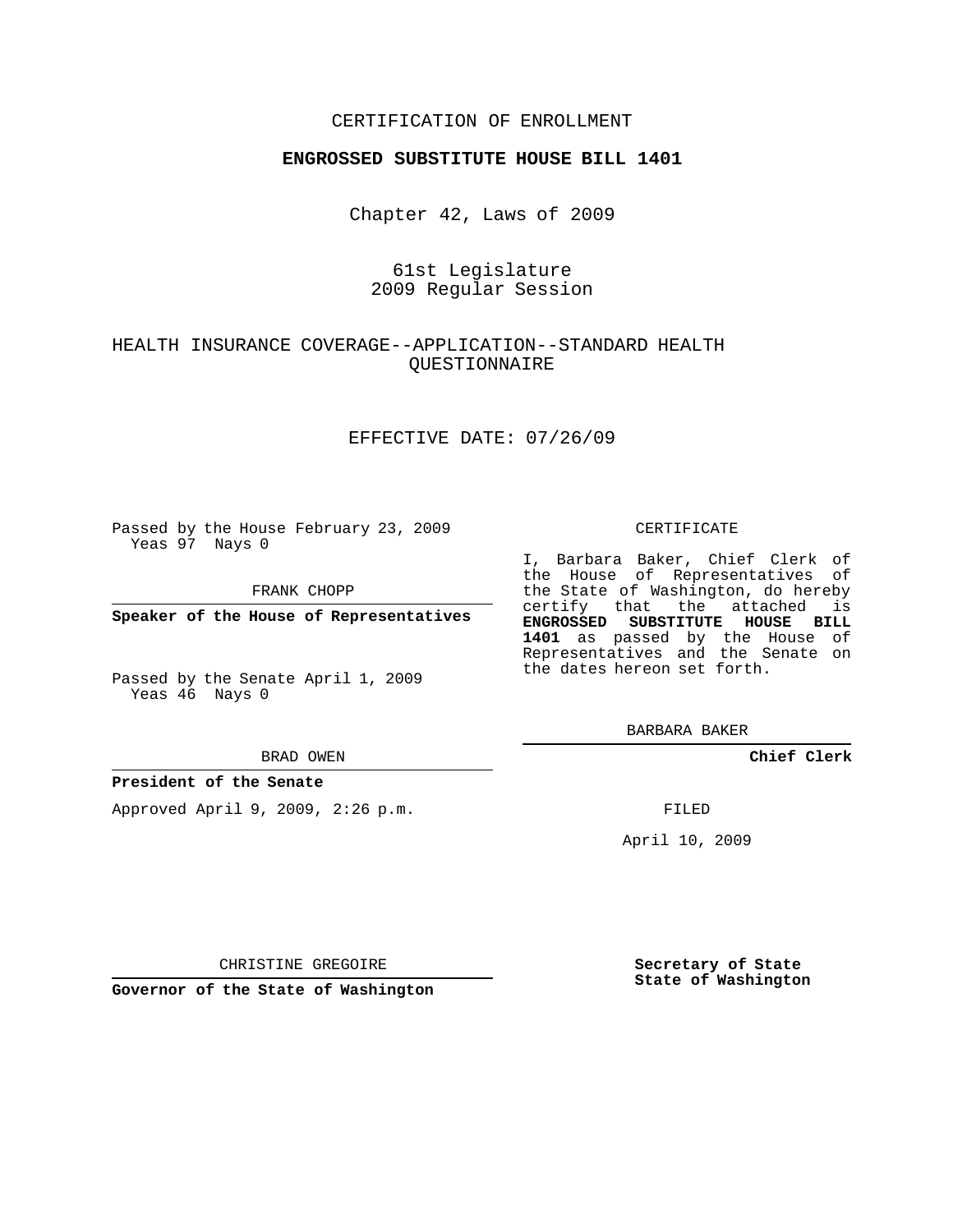CERTIFICATION OF ENROLLMENT

**ENGROSSED SUBSTITUTE HOUSE BILL 1401**

Chapter 42, Laws of 2009

61st Legislature
2009 Regular Session

HEALTH INSURANCE COVERAGE--APPLICATION--STANDARD HEALTH QUESTIONNAIRE

EFFECTIVE DATE: 07/26/09

Passed by the House February 23, 2009
Yeas 97 Nays 0

FRANK CHOPP

**Speaker of the House of Representatives**

Passed by the Senate April 1, 2009
Yeas 46 Nays 0

BRAD OWEN

**President of the Senate**

Approved April 9, 2009, 2:26 p.m.

CHRISTINE GREGOIRE

**Governor of the State of Washington**

CERTIFICATE

I, Barbara Baker, Chief Clerk of the House of Representatives of the State of Washington, do hereby certify that the attached is **ENGROSSED SUBSTITUTE HOUSE BILL 1401** as passed by the House of Representatives and the Senate on the dates hereon set forth.

BARBARA BAKER

**Chief Clerk**

FILED

April 10, 2009

**Secretary of State**
**State of Washington**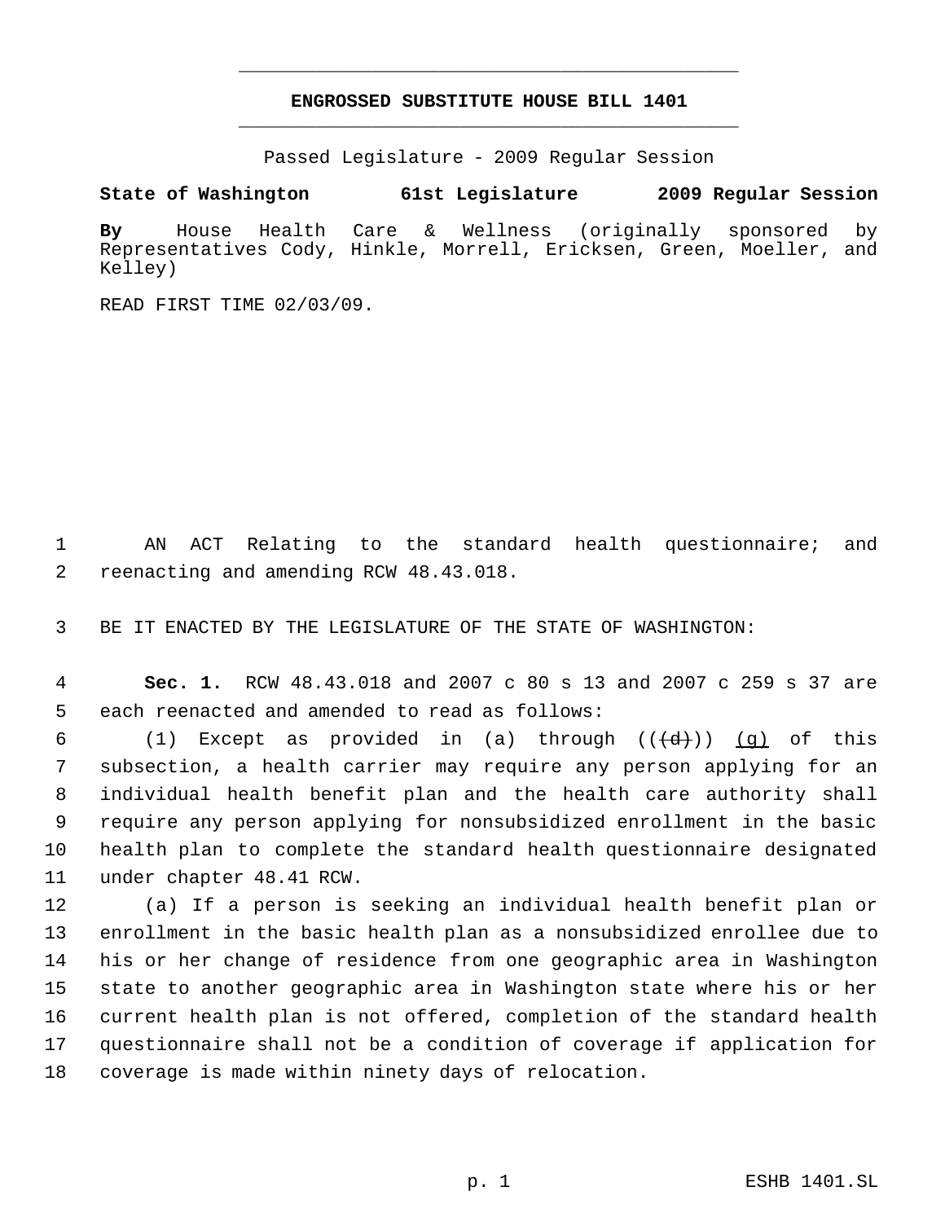# ENGROSSED SUBSTITUTE HOUSE BILL 1401

Passed Legislature - 2009 Regular Session

**State of Washington 61st Legislature 2009 Regular Session**

**By** House Health Care & Wellness (originally sponsored by Representatives Cody, Hinkle, Morrell, Ericksen, Green, Moeller, and Kelley)

READ FIRST TIME 02/03/09.

AN ACT Relating to the standard health questionnaire; and reenacting and amending RCW 48.43.018.

BE IT ENACTED BY THE LEGISLATURE OF THE STATE OF WASHINGTON:

**Sec. 1.** RCW 48.43.018 and 2007 c 80 s 13 and 2007 c 259 s 37 are each reenacted and amended to read as follows:

(1) Except as provided in (a) through ((~~(d)~~)) (g) of this subsection, a health carrier may require any person applying for an individual health benefit plan and the health care authority shall require any person applying for nonsubsidized enrollment in the basic health plan to complete the standard health questionnaire designated under chapter 48.41 RCW.

(a) If a person is seeking an individual health benefit plan or enrollment in the basic health plan as a nonsubsidized enrollee due to his or her change of residence from one geographic area in Washington state to another geographic area in Washington state where his or her current health plan is not offered, completion of the standard health questionnaire shall not be a condition of coverage if application for coverage is made within ninety days of relocation.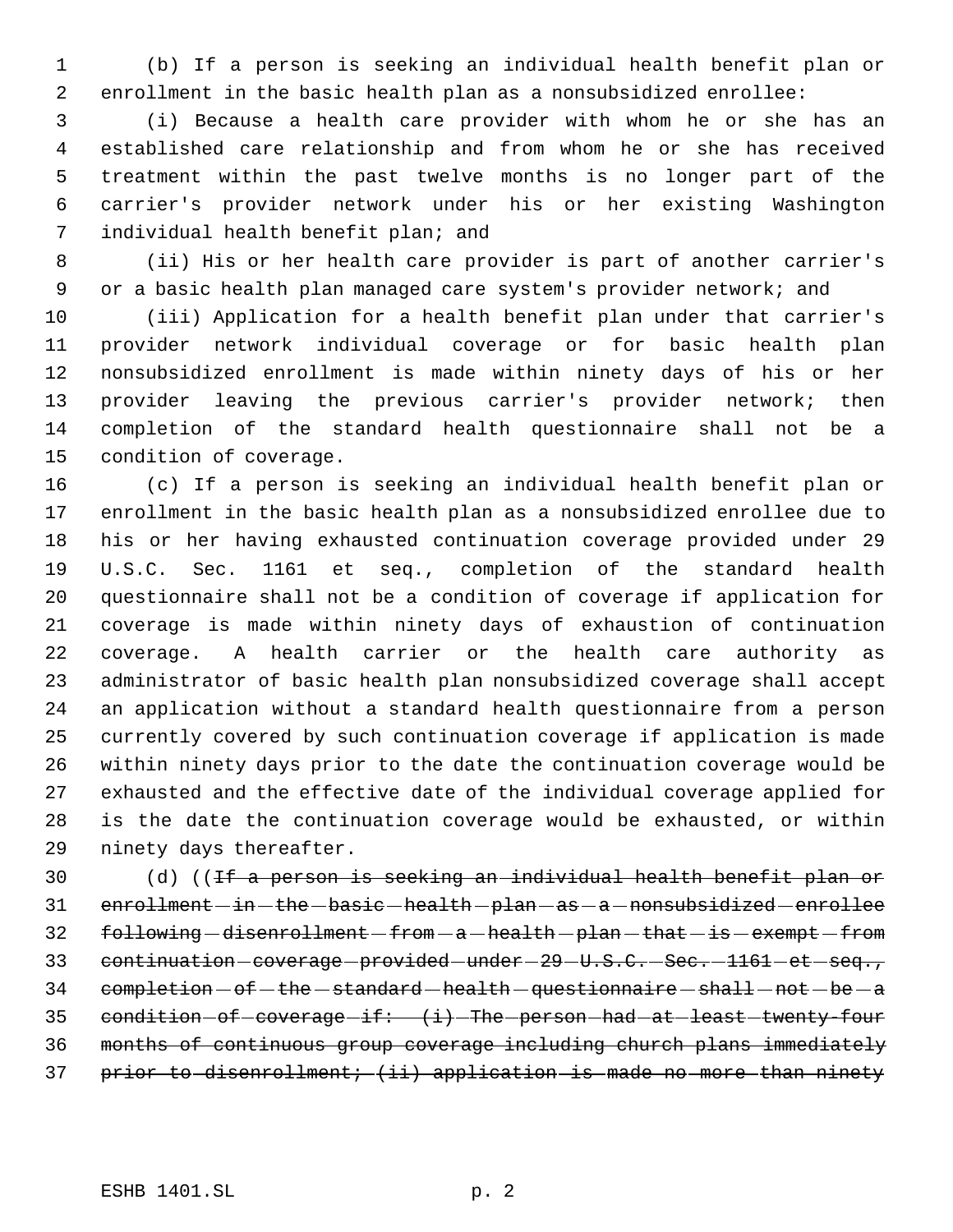(b) If a person is seeking an individual health benefit plan or enrollment in the basic health plan as a nonsubsidized enrollee:

(i) Because a health care provider with whom he or she has an established care relationship and from whom he or she has received treatment within the past twelve months is no longer part of the carrier's provider network under his or her existing Washington individual health benefit plan; and

(ii) His or her health care provider is part of another carrier's or a basic health plan managed care system's provider network; and

(iii) Application for a health benefit plan under that carrier's provider network individual coverage or for basic health plan nonsubsidized enrollment is made within ninety days of his or her provider leaving the previous carrier's provider network; then completion of the standard health questionnaire shall not be a condition of coverage.

(c) If a person is seeking an individual health benefit plan or enrollment in the basic health plan as a nonsubsidized enrollee due to his or her having exhausted continuation coverage provided under 29 U.S.C. Sec. 1161 et seq., completion of the standard health questionnaire shall not be a condition of coverage if application for coverage is made within ninety days of exhaustion of continuation coverage. A health carrier or the health care authority as administrator of basic health plan nonsubsidized coverage shall accept an application without a standard health questionnaire from a person currently covered by such continuation coverage if application is made within ninety days prior to the date the continuation coverage would be exhausted and the effective date of the individual coverage applied for is the date the continuation coverage would be exhausted, or within ninety days thereafter.

(d) ((~~If a person is seeking an individual health benefit plan or enrollment in the basic health plan as a nonsubsidized enrollee following disenrollment from a health plan that is exempt from continuation coverage provided under 29 U.S.C. Sec. 1161 et seq., completion of the standard health questionnaire shall not be a condition of coverage if: (i) The person had at least twenty-four months of continuous group coverage including church plans immediately prior to disenrollment; (ii) application is made no more than ninety~~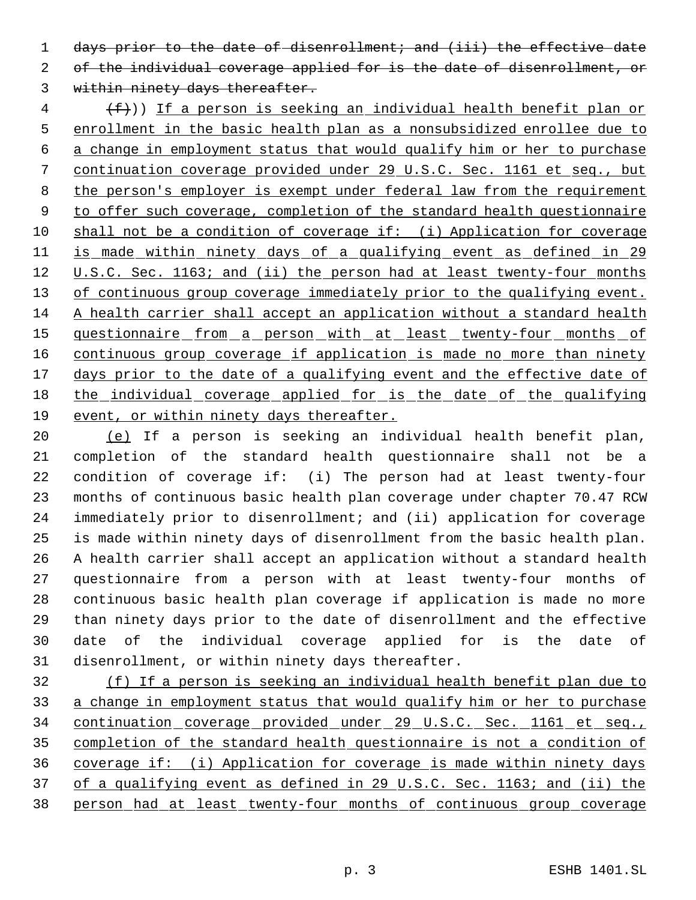days prior to the date of disenrollment; and (iii) the effective date of the individual coverage applied for is the date of disenrollment, or within ninety days thereafter.

(f))) If a person is seeking an individual health benefit plan or enrollment in the basic health plan as a nonsubsidized enrollee due to a change in employment status that would qualify him or her to purchase continuation coverage provided under 29 U.S.C. Sec. 1161 et seq., but the person's employer is exempt under federal law from the requirement to offer such coverage, completion of the standard health questionnaire shall not be a condition of coverage if: (i) Application for coverage is made within ninety days of a qualifying event as defined in 29 U.S.C. Sec. 1163; and (ii) the person had at least twenty-four months of continuous group coverage immediately prior to the qualifying event. A health carrier shall accept an application without a standard health questionnaire from a person with at least twenty-four months of continuous group coverage if application is made no more than ninety days prior to the date of a qualifying event and the effective date of the individual coverage applied for is the date of the qualifying event, or within ninety days thereafter.

(e) If a person is seeking an individual health benefit plan, completion of the standard health questionnaire shall not be a condition of coverage if: (i) The person had at least twenty-four months of continuous basic health plan coverage under chapter 70.47 RCW immediately prior to disenrollment; and (ii) application for coverage is made within ninety days of disenrollment from the basic health plan. A health carrier shall accept an application without a standard health questionnaire from a person with at least twenty-four months of continuous basic health plan coverage if application is made no more than ninety days prior to the date of disenrollment and the effective date of the individual coverage applied for is the date of disenrollment, or within ninety days thereafter.

(f) If a person is seeking an individual health benefit plan due to a change in employment status that would qualify him or her to purchase continuation coverage provided under 29 U.S.C. Sec. 1161 et seq., completion of the standard health questionnaire is not a condition of coverage if: (i) Application for coverage is made within ninety days of a qualifying event as defined in 29 U.S.C. Sec. 1163; and (ii) the person had at least twenty-four months of continuous group coverage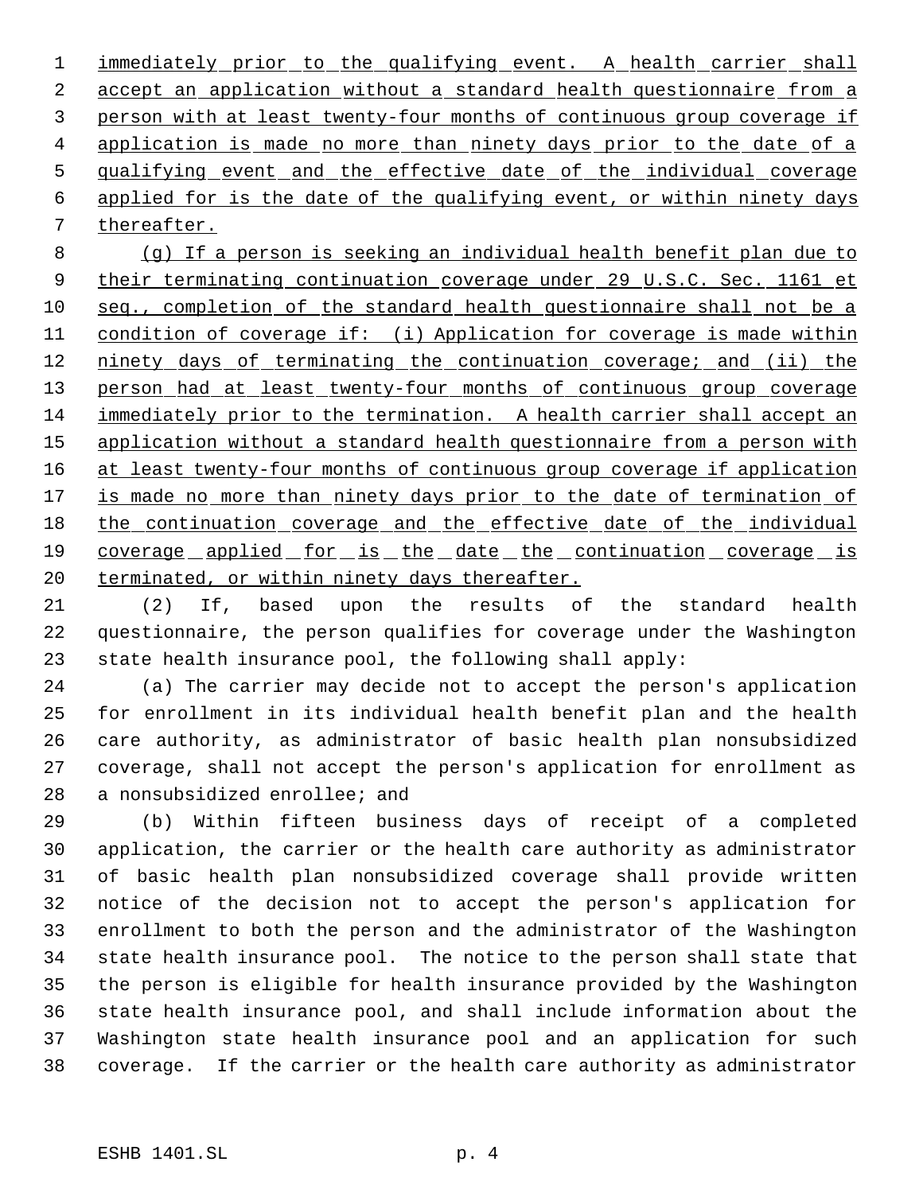immediately prior to the qualifying event. A health carrier shall accept an application without a standard health questionnaire from a person with at least twenty-four months of continuous group coverage if application is made no more than ninety days prior to the date of a qualifying event and the effective date of the individual coverage applied for is the date of the qualifying event, or within ninety days thereafter.

(g) If a person is seeking an individual health benefit plan due to their terminating continuation coverage under 29 U.S.C. Sec. 1161 et seq., completion of the standard health questionnaire shall not be a condition of coverage if: (i) Application for coverage is made within ninety days of terminating the continuation coverage; and (ii) the person had at least twenty-four months of continuous group coverage immediately prior to the termination. A health carrier shall accept an application without a standard health questionnaire from a person with at least twenty-four months of continuous group coverage if application is made no more than ninety days prior to the date of termination of the continuation coverage and the effective date of the individual coverage applied for is the date the continuation coverage is terminated, or within ninety days thereafter.

(2) If, based upon the results of the standard health questionnaire, the person qualifies for coverage under the Washington state health insurance pool, the following shall apply:

(a) The carrier may decide not to accept the person's application for enrollment in its individual health benefit plan and the health care authority, as administrator of basic health plan nonsubsidized coverage, shall not accept the person's application for enrollment as a nonsubsidized enrollee; and

(b) Within fifteen business days of receipt of a completed application, the carrier or the health care authority as administrator of basic health plan nonsubsidized coverage shall provide written notice of the decision not to accept the person's application for enrollment to both the person and the administrator of the Washington state health insurance pool. The notice to the person shall state that the person is eligible for health insurance provided by the Washington state health insurance pool, and shall include information about the Washington state health insurance pool and an application for such coverage. If the carrier or the health care authority as administrator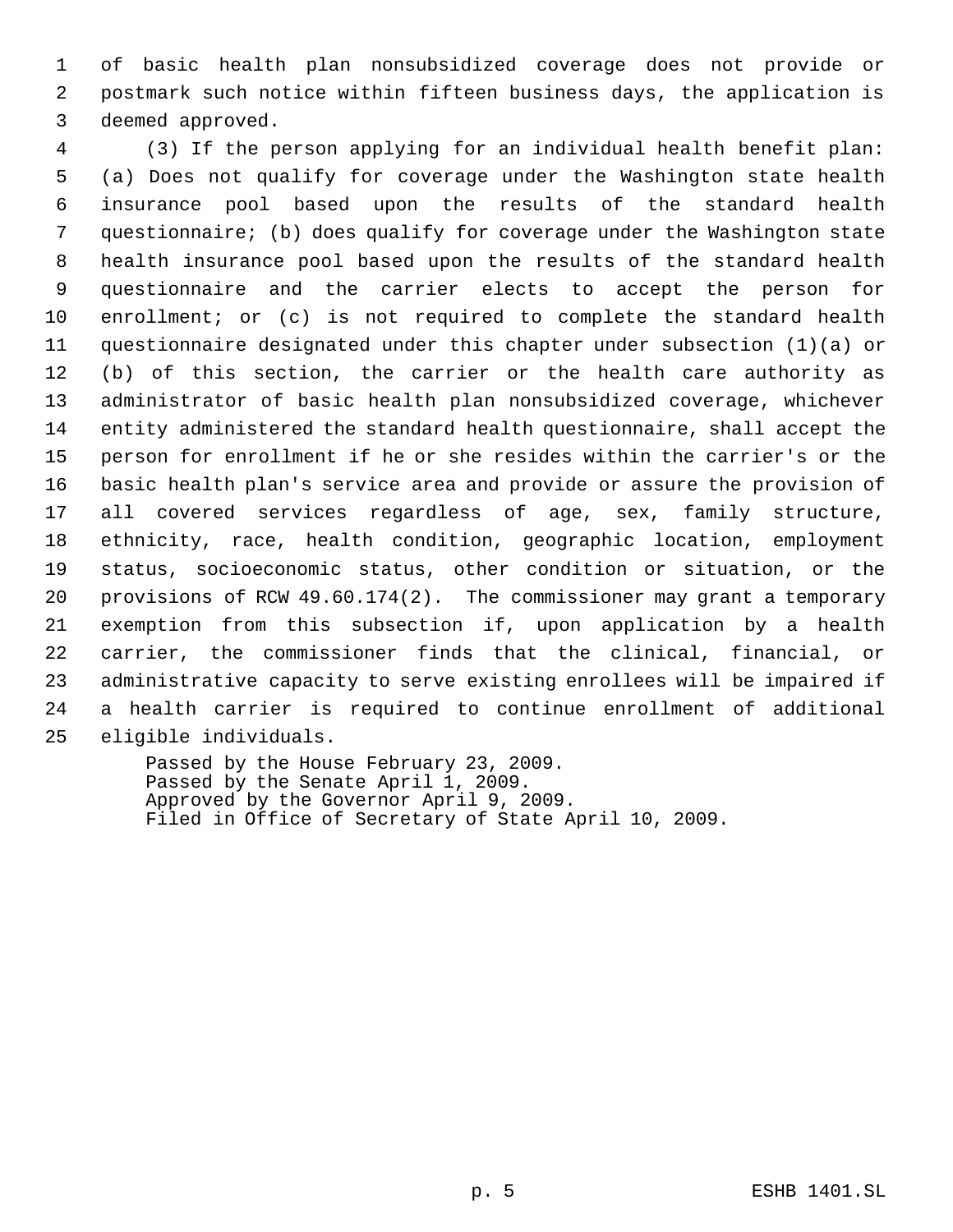of basic health plan nonsubsidized coverage does not provide or postmark such notice within fifteen business days, the application is deemed approved.

(3) If the person applying for an individual health benefit plan: (a) Does not qualify for coverage under the Washington state health insurance pool based upon the results of the standard health questionnaire; (b) does qualify for coverage under the Washington state health insurance pool based upon the results of the standard health questionnaire and the carrier elects to accept the person for enrollment; or (c) is not required to complete the standard health questionnaire designated under this chapter under subsection (1)(a) or (b) of this section, the carrier or the health care authority as administrator of basic health plan nonsubsidized coverage, whichever entity administered the standard health questionnaire, shall accept the person for enrollment if he or she resides within the carrier's or the basic health plan's service area and provide or assure the provision of all covered services regardless of age, sex, family structure, ethnicity, race, health condition, geographic location, employment status, socioeconomic status, other condition or situation, or the provisions of RCW 49.60.174(2). The commissioner may grant a temporary exemption from this subsection if, upon application by a health carrier, the commissioner finds that the clinical, financial, or administrative capacity to serve existing enrollees will be impaired if a health carrier is required to continue enrollment of additional eligible individuals.

Passed by the House February 23, 2009.
Passed by the Senate April 1, 2009.
Approved by the Governor April 9, 2009.
Filed in Office of Secretary of State April 10, 2009.